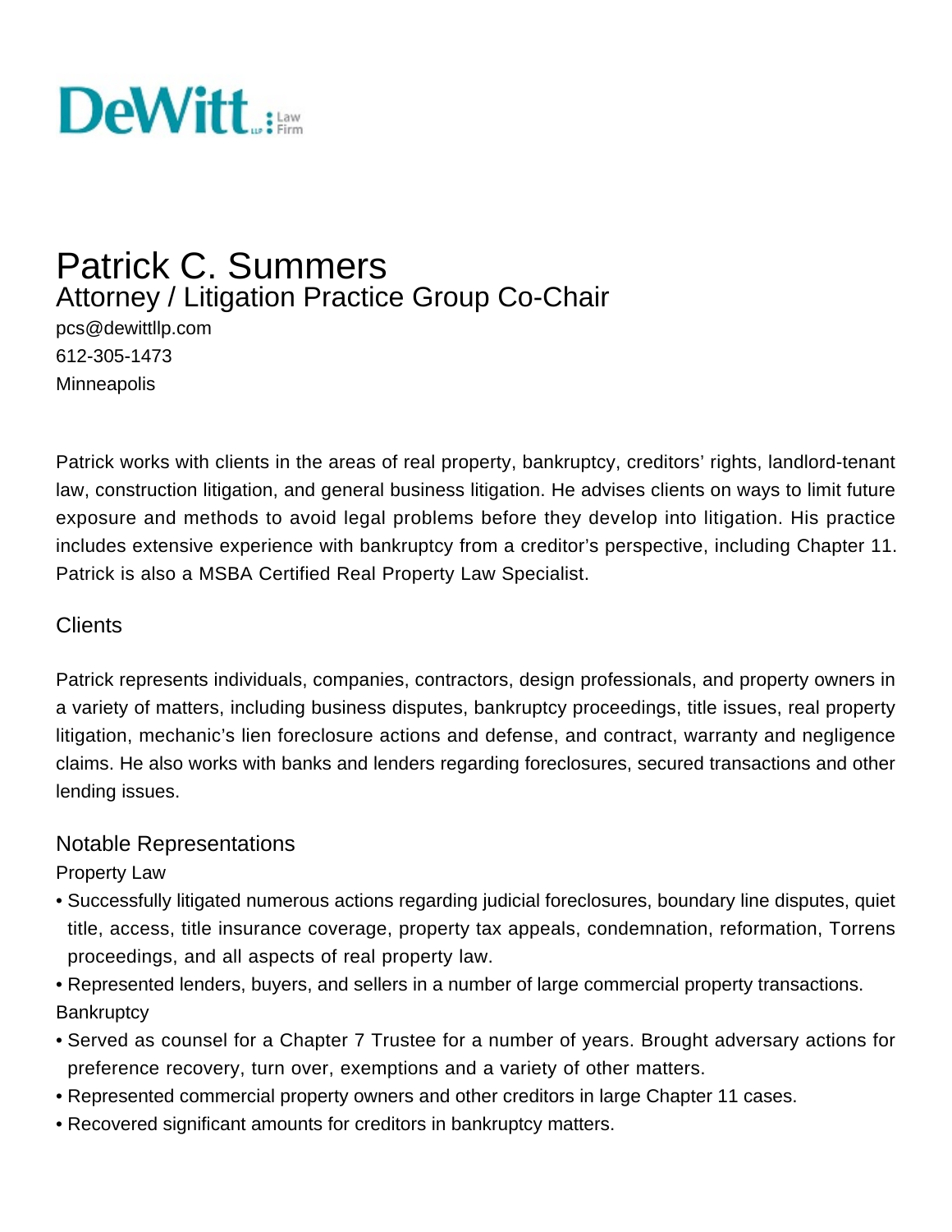DeWitt LLP Law Firm

# Patrick C. Summers

## Attorney / Litigation Practice Group Co-Chair

pcs@dewittllp.com
612-305-1473
Minneapolis

Patrick works with clients in the areas of real property, bankruptcy, creditors' rights, landlord-tenant law, construction litigation, and general business litigation. He advises clients on ways to limit future exposure and methods to avoid legal problems before they develop into litigation. His practice includes extensive experience with bankruptcy from a creditor's perspective, including Chapter 11. Patrick is also a MSBA Certified Real Property Law Specialist.

## Clients

Patrick represents individuals, companies, contractors, design professionals, and property owners in a variety of matters, including business disputes, bankruptcy proceedings, title issues, real property litigation, mechanic's lien foreclosure actions and defense, and contract, warranty and negligence claims. He also works with banks and lenders regarding foreclosures, secured transactions and other lending issues.

## Notable Representations

Property Law

- Successfully litigated numerous actions regarding judicial foreclosures, boundary line disputes, quiet title, access, title insurance coverage, property tax appeals, condemnation, reformation, Torrens proceedings, and all aspects of real property law.
- Represented lenders, buyers, and sellers in a number of large commercial property transactions.

Bankruptcy

- Served as counsel for a Chapter 7 Trustee for a number of years. Brought adversary actions for preference recovery, turn over, exemptions and a variety of other matters.
- Represented commercial property owners and other creditors in large Chapter 11 cases.
- Recovered significant amounts for creditors in bankruptcy matters.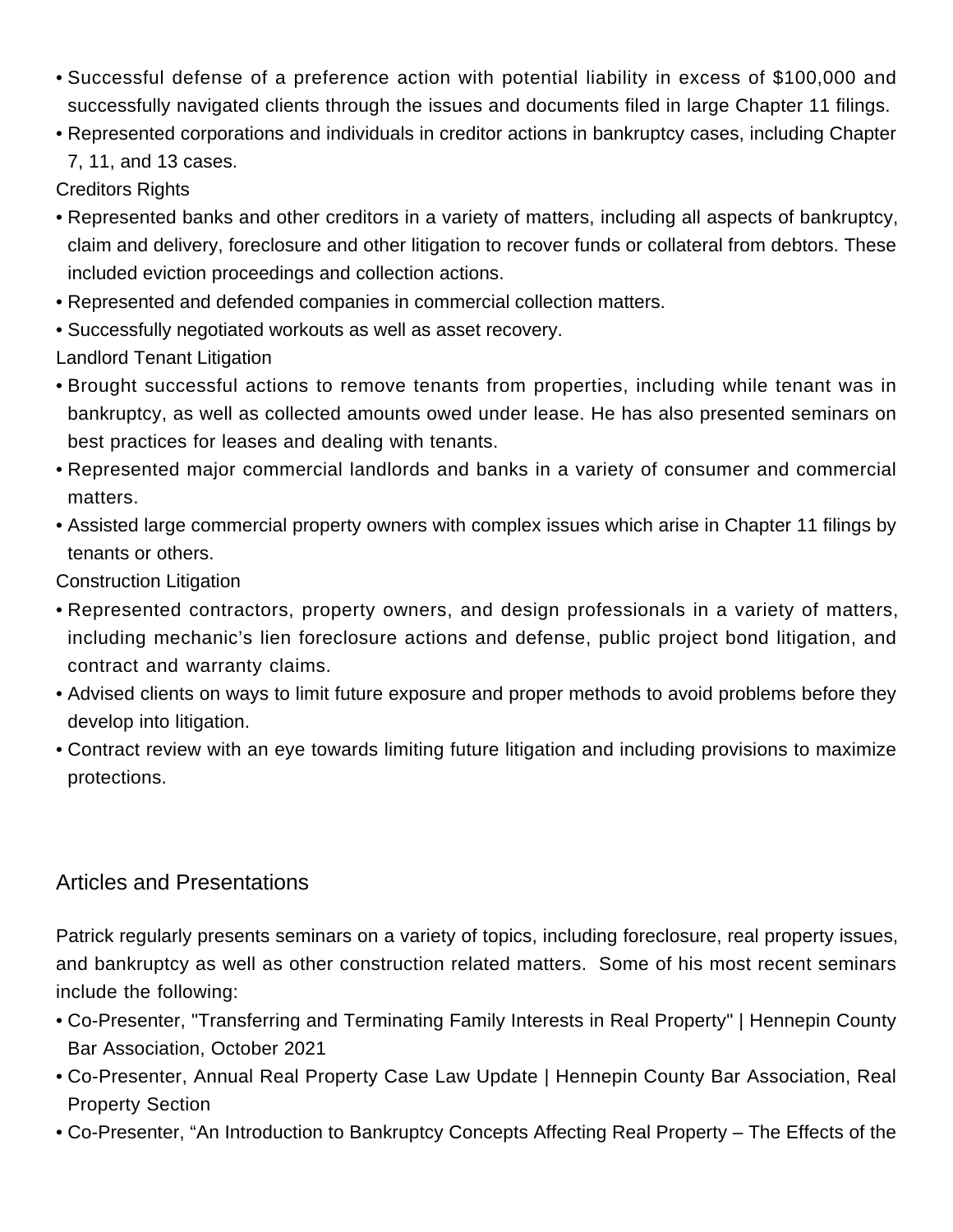- Successful defense of a preference action with potential liability in excess of $100,000 and successfully navigated clients through the issues and documents filed in large Chapter 11 filings.
- Represented corporations and individuals in creditor actions in bankruptcy cases, including Chapter 7, 11, and 13 cases.

Creditors Rights

- Represented banks and other creditors in a variety of matters, including all aspects of bankruptcy, claim and delivery, foreclosure and other litigation to recover funds or collateral from debtors. These included eviction proceedings and collection actions.
- Represented and defended companies in commercial collection matters.
- Successfully negotiated workouts as well as asset recovery.

Landlord Tenant Litigation

- Brought successful actions to remove tenants from properties, including while tenant was in bankruptcy, as well as collected amounts owed under lease. He has also presented seminars on best practices for leases and dealing with tenants.
- Represented major commercial landlords and banks in a variety of consumer and commercial matters.
- Assisted large commercial property owners with complex issues which arise in Chapter 11 filings by tenants or others.

Construction Litigation

- Represented contractors, property owners, and design professionals in a variety of matters, including mechanic's lien foreclosure actions and defense, public project bond litigation, and contract and warranty claims.
- Advised clients on ways to limit future exposure and proper methods to avoid problems before they develop into litigation.
- Contract review with an eye towards limiting future litigation and including provisions to maximize protections.

## Articles and Presentations

Patrick regularly presents seminars on a variety of topics, including foreclosure, real property issues, and bankruptcy as well as other construction related matters. Some of his most recent seminars include the following:

- Co-Presenter, "Transferring and Terminating Family Interests in Real Property" | Hennepin County Bar Association, October 2021
- Co-Presenter, Annual Real Property Case Law Update | Hennepin County Bar Association, Real Property Section
- Co-Presenter, "An Introduction to Bankruptcy Concepts Affecting Real Property – The Effects of the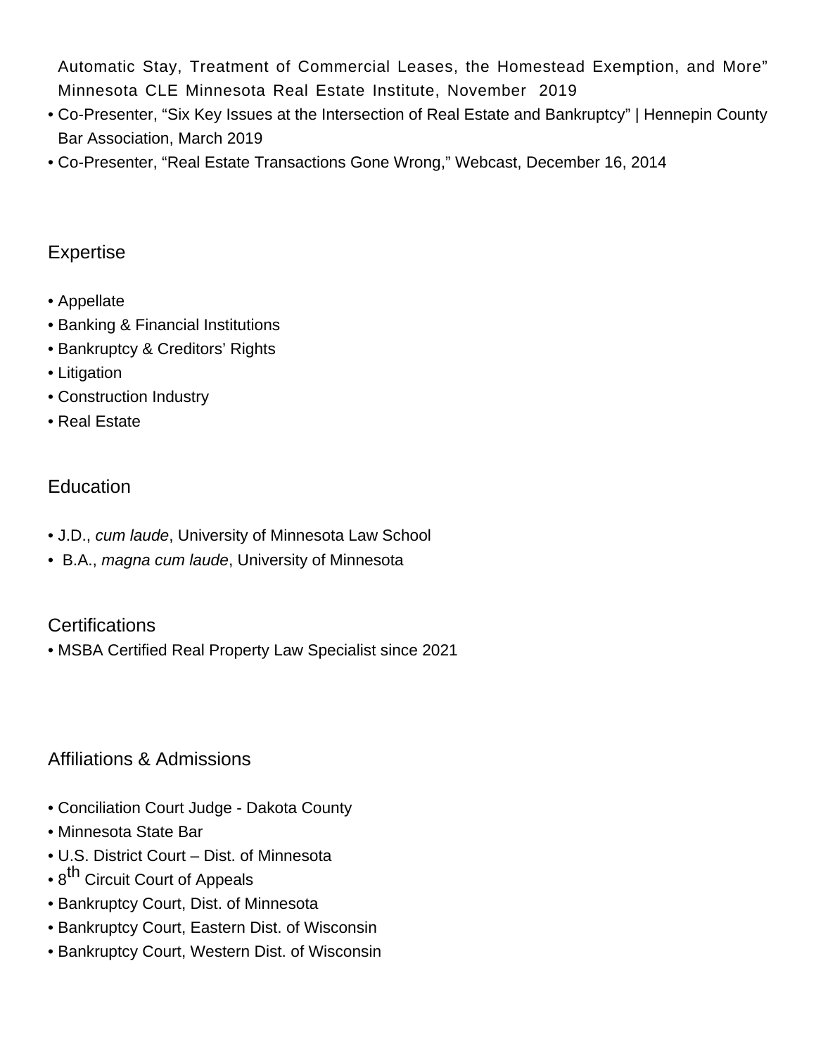Automatic Stay, Treatment of Commercial Leases, the Homestead Exemption, and More" Minnesota CLE Minnesota Real Estate Institute, November 2019

- Co-Presenter, "Six Key Issues at the Intersection of Real Estate and Bankruptcy" | Hennepin County Bar Association, March 2019
- Co-Presenter, "Real Estate Transactions Gone Wrong," Webcast, December 16, 2014

## Expertise

- Appellate
- Banking & Financial Institutions
- Bankruptcy & Creditors' Rights
- Litigation
- Construction Industry
- Real Estate

## Education

- J.D., *cum laude*, University of Minnesota Law School
- B.A., *magna cum laude*, University of Minnesota

## Certifications

- MSBA Certified Real Property Law Specialist since 2021

## Affiliations & Admissions

- Conciliation Court Judge - Dakota County
- Minnesota State Bar
- U.S. District Court – Dist. of Minnesota
- 8th Circuit Court of Appeals
- Bankruptcy Court, Dist. of Minnesota
- Bankruptcy Court, Eastern Dist. of Wisconsin
- Bankruptcy Court, Western Dist. of Wisconsin